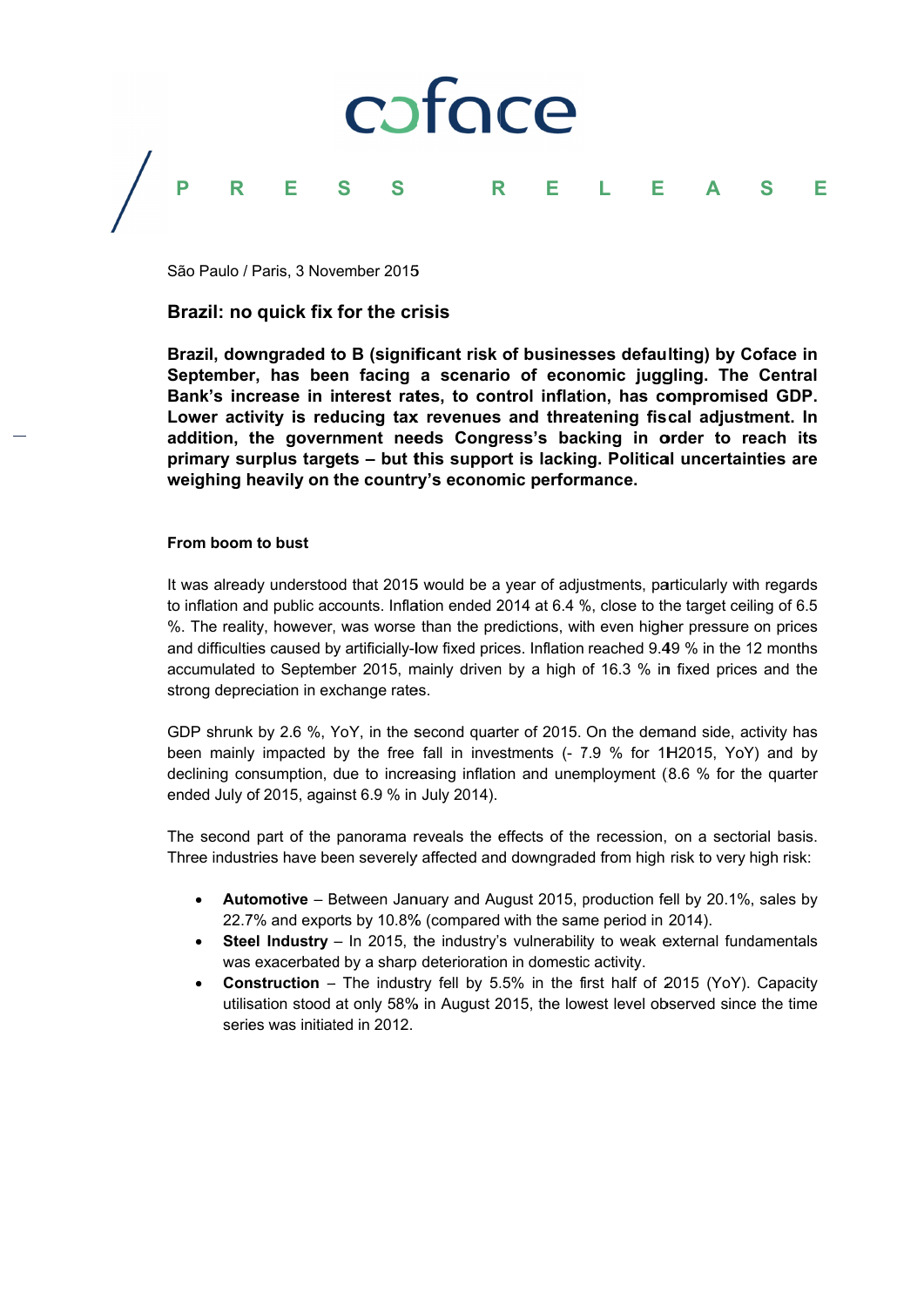coface

PRESS RELEASE

São Paulo / Paris, 3 November 2015

## Brazil: no quick fix for the crisis

**Brazil, downgraded to B (significant risk of businesses defaulting) by Coface in September, has been facing a scenario of economic juggling. The Central Bank's increase in interest rates, to control inflation, has compromised GDP. Lower activity is reducing tax revenues and threatening fiscal adjustment. In addition, the government needs Congress's backing in order to reach its primary surplus targets – but this support is lacking. Political uncertainties are weighing heavily on the country's economic performance.**

### From boom to bust

It was already understood that 2015 would be a year of adjustments, particularly with regards to inflation and public accounts. Inflation ended 2014 at 6.4 %, close to the target ceiling of 6.5 %. The reality, however, was worse than the predictions, with even higher pressure on prices and difficulties caused by artificially-low fixed prices. Inflation reached 9.49 % in the 12 months accumulated to September 2015, mainly driven by a high of 16.3 % in fixed prices and the strong depreciation in exchange rates.

GDP shrunk by 2.6 %, YoY, in the second quarter of 2015. On the demand side, activity has been mainly impacted by the free fall in investments (- 7.9 % for 1H2015, YoY) and by declining consumption, due to increasing inflation and unemployment (8.6 % for the quarter ended July of 2015, against 6.9 % in July 2014).

The second part of the panorama reveals the effects of the recession, on a sectorial basis. Three industries have been severely affected and downgraded from high risk to very high risk:

- **Automotive** – Between January and August 2015, production fell by 20.1%, sales by 22.7% and exports by 10.8% (compared with the same period in 2014).
- **Steel Industry** – In 2015, the industry's vulnerability to weak external fundamentals was exacerbated by a sharp deterioration in domestic activity.
- **Construction** – The industry fell by 5.5% in the first half of 2015 (YoY). Capacity utilisation stood at only 58% in August 2015, the lowest level observed since the time series was initiated in 2012.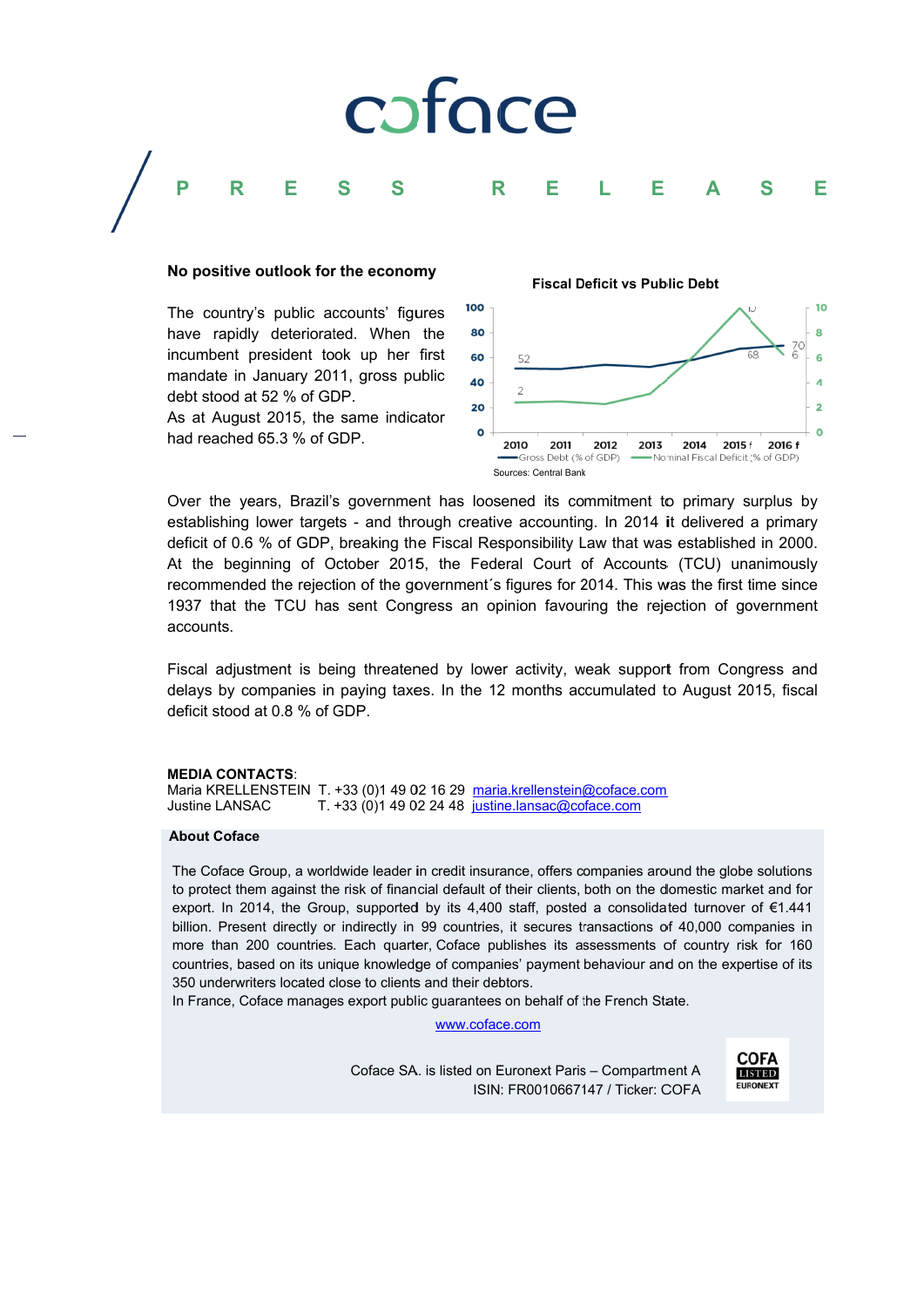# coface

P R E S S   R E L E A S E

**No positive outlook for the economy**

The country's public accounts' figures have rapidly deteriorated. When the incumbent president took up her first mandate in January 2011, gross public debt stood at 52 % of GDP.
As at August 2015, the same indicator had reached 65.3 % of GDP.

**Fiscal Deficit vs Public Debt**

100
80
60
40
20
0

10
8
6
4
2
0

52
2
68
70
6
10

2010 2011 2012 2013 2014 2015 f 2016 f

Gross Debt (% of GDP)
Nominal Fiscal Deficit (% of GDP)

Sources: Central Bank

Over the years, Brazil's government has loosened its commitment to primary surplus by establishing lower targets - and through creative accounting. In 2014 it delivered a primary deficit of 0.6 % of GDP, breaking the Fiscal Responsibility Law that was established in 2000. At the beginning of October 2015, the Federal Court of Accounts (TCU) unanimously recommended the rejection of the government´s figures for 2014. This was the first time since 1937 that the TCU has sent Congress an opinion favouring the rejection of government accounts.

Fiscal adjustment is being threatened by lower activity, weak support from Congress and delays by companies in paying taxes. In the 12 months accumulated to August 2015, fiscal deficit stood at 0.8 % of GDP.

**MEDIA CONTACTS**:
Maria KRELLENSTEIN T. +33 (0)1 49 02 16 29 maria.krellenstein@coface.com
Justine LANSAC T. +33 (0)1 49 02 24 48 justine.lansac@coface.com

**About Coface**

The Coface Group, a worldwide leader in credit insurance, offers companies around the globe solutions to protect them against the risk of financial default of their clients, both on the domestic market and for export. In 2014, the Group, supported by its 4,400 staff, posted a consolidated turnover of €1.441 billion. Present directly or indirectly in 99 countries, it secures transactions of 40,000 companies in more than 200 countries. Each quarter, Coface publishes its assessments of country risk for 160 countries, based on its unique knowledge of companies' payment behaviour and on the expertise of its 350 underwriters located close to clients and their debtors.
In France, Coface manages export public guarantees on behalf of the French State.

www.coface.com

Coface SA. is listed on Euronext Paris – Compartment A
ISIN: FR0010667147 / Ticker: COFA

COFA LISTED EURONEXT